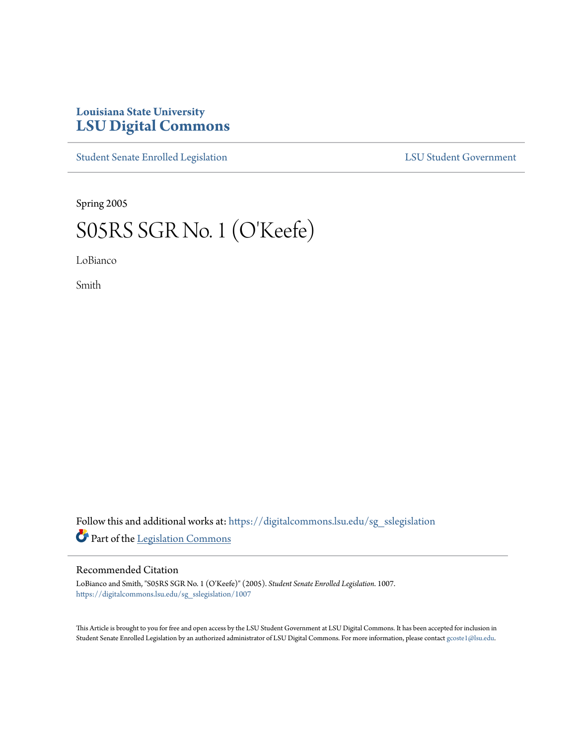Louisiana State University

# LSU Digital Commons

Student Senate Enrolled Legislation | LSU Student Government

Spring 2005

# S05RS SGR No. 1 (O'Keefe)

LoBianco

Smith

Follow this and additional works at: https://digitalcommons.lsu.edu/sg_sslegislation

Part of the Legislation Commons

## Recommended Citation

LoBianco and Smith, "S05RS SGR No. 1 (O'Keefe)" (2005). *Student Senate Enrolled Legislation*. 1007.
https://digitalcommons.lsu.edu/sg_sslegislation/1007

This Article is brought to you for free and open access by the LSU Student Government at LSU Digital Commons. It has been accepted for inclusion in Student Senate Enrolled Legislation by an authorized administrator of LSU Digital Commons. For more information, please contact gcoste1@lsu.edu.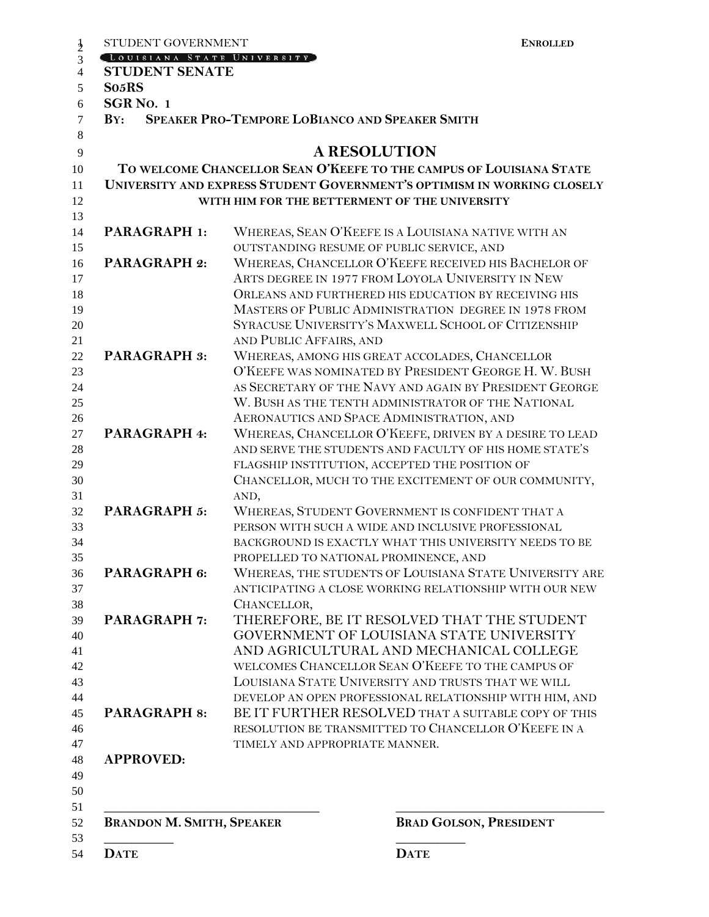STUDENT GOVERNMENT **ENROLLED**

LOUISIANA STATE UNIVERSITY

**STUDENT SENATE**

**S05RS**

**SGR NO. 1**

**BY: SPEAKER PRO-TEMPORE LOBIANCO AND SPEAKER SMITH**

# A RESOLUTION

**TO WELCOME CHANCELLOR SEAN O'KEEFE TO THE CAMPUS OF LOUISIANA STATE UNIVERSITY AND EXPRESS STUDENT GOVERNMENT'S OPTIMISM IN WORKING CLOSELY WITH HIM FOR THE BETTERMENT OF THE UNIVERSITY**

**PARAGRAPH 1:** WHEREAS, SEAN O'KEEFE IS A LOUISIANA NATIVE WITH AN OUTSTANDING RESUME OF PUBLIC SERVICE, AND

**PARAGRAPH 2:** WHEREAS, CHANCELLOR O'KEEFE RECEIVED HIS BACHELOR OF ARTS DEGREE IN 1977 FROM LOYOLA UNIVERSITY IN NEW ORLEANS AND FURTHERED HIS EDUCATION BY RECEIVING HIS MASTERS OF PUBLIC ADMINISTRATION DEGREE IN 1978 FROM SYRACUSE UNIVERSITY'S MAXWELL SCHOOL OF CITIZENSHIP AND PUBLIC AFFAIRS, AND

**PARAGRAPH 3:** WHEREAS, AMONG HIS GREAT ACCOLADES, CHANCELLOR O'KEEFE WAS NOMINATED BY PRESIDENT GEORGE H. W. BUSH AS SECRETARY OF THE NAVY AND AGAIN BY PRESIDENT GEORGE W. BUSH AS THE TENTH ADMINISTRATOR OF THE NATIONAL AERONAUTICS AND SPACE ADMINISTRATION, AND

**PARAGRAPH 4:** WHEREAS, CHANCELLOR O'KEEFE, DRIVEN BY A DESIRE TO LEAD AND SERVE THE STUDENTS AND FACULTY OF HIS HOME STATE'S FLAGSHIP INSTITUTION, ACCEPTED THE POSITION OF CHANCELLOR, MUCH TO THE EXCITEMENT OF OUR COMMUNITY, AND,

**PARAGRAPH 5:** WHEREAS, STUDENT GOVERNMENT IS CONFIDENT THAT A PERSON WITH SUCH A WIDE AND INCLUSIVE PROFESSIONAL BACKGROUND IS EXACTLY WHAT THIS UNIVERSITY NEEDS TO BE PROPELLED TO NATIONAL PROMINENCE, AND

**PARAGRAPH 6:** WHEREAS, THE STUDENTS OF LOUISIANA STATE UNIVERSITY ARE ANTICIPATING A CLOSE WORKING RELATIONSHIP WITH OUR NEW CHANCELLOR,

**PARAGRAPH 7:** THEREFORE, BE IT RESOLVED THAT THE STUDENT GOVERNMENT OF LOUISIANA STATE UNIVERSITY AND AGRICULTURAL AND MECHANICAL COLLEGE WELCOMES CHANCELLOR SEAN O'KEEFE TO THE CAMPUS OF LOUISIANA STATE UNIVERSITY AND TRUSTS THAT WE WILL DEVELOP AN OPEN PROFESSIONAL RELATIONSHIP WITH HIM, AND

**PARAGRAPH 8:** BE IT FURTHER RESOLVED THAT A SUITABLE COPY OF THIS RESOLUTION BE TRANSMITTED TO CHANCELLOR O'KEEFE IN A TIMELY AND APPROPRIATE MANNER.

**APPROVED:**

| | |
|---|---|
| ________________________________ | ________________________________ |
| **BRANDON M. SMITH, SPEAKER** | **BRAD GOLSON, PRESIDENT** |
| __________ | __________ |
| **DATE** | **DATE** |